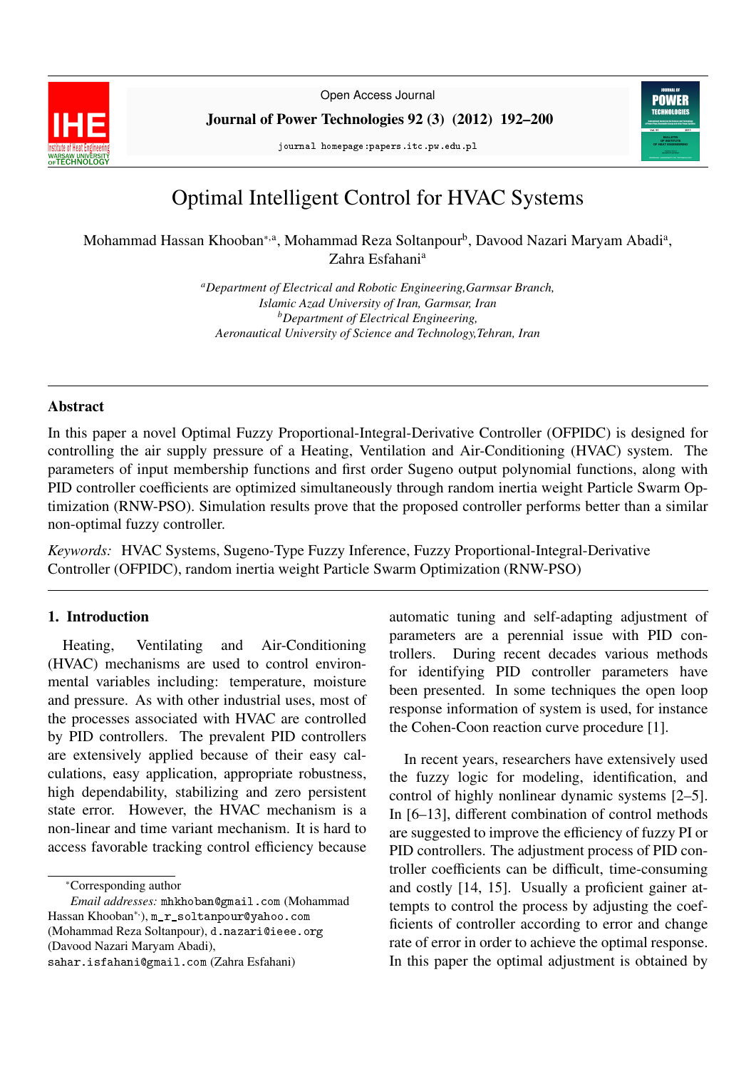# Optimal Intelligent Control for HVAC Systems

Mohammad Hassan Khooban[*,a], Mohammad Reza Soltanpour[b], Davood Nazari Maryam Abadi[a], Zahra Esfahani[a]

[a] *Department of Electrical and Robotic Engineering, Garmsar Branch, Islamic Azad University of Iran, Garmsar, Iran*
[b] *Department of Electrical Engineering, Aeronautical University of Science and Technology, Tehran, Iran*

## Abstract

In this paper a novel Optimal Fuzzy Proportional-Integral-Derivative Controller (OFPIDC) is designed for controlling the air supply pressure of a Heating, Ventilation and Air-Conditioning (HVAC) system. The parameters of input membership functions and first order Sugeno output polynomial functions, along with PID controller coefficients are optimized simultaneously through random inertia weight Particle Swarm Optimization (RNW-PSO). Simulation results prove that the proposed controller performs better than a similar non-optimal fuzzy controller.

*Keywords:* HVAC Systems, Sugeno-Type Fuzzy Inference, Fuzzy Proportional-Integral-Derivative Controller (OFPIDC), random inertia weight Particle Swarm Optimization (RNW-PSO)

## 1. Introduction

Heating, Ventilating and Air-Conditioning (HVAC) mechanisms are used to control environmental variables including: temperature, moisture and pressure. As with other industrial uses, most of the processes associated with HVAC are controlled by PID controllers. The prevalent PID controllers are extensively applied because of their easy calculations, easy application, appropriate robustness, high dependability, stabilizing and zero persistent state error. However, the HVAC mechanism is a non-linear and time variant mechanism. It is hard to access favorable tracking control efficiency because automatic tuning and self-adapting adjustment of parameters are a perennial issue with PID controllers. During recent decades various methods for identifying PID controller parameters have been presented. In some techniques the open loop response information of system is used, for instance the Cohen-Coon reaction curve procedure [1].

In recent years, researchers have extensively used the fuzzy logic for modeling, identification, and control of highly nonlinear dynamic systems [2–5]. In [6–13], different combination of control methods are suggested to improve the efficiency of fuzzy PI or PID controllers. The adjustment process of PID controller coefficients can be difficult, time-consuming and costly [14, 15]. Usually a proficient gainer attempts to control the process by adjusting the coefficients of controller according to error and change rate of error in order to achieve the optimal response. In this paper the optimal adjustment is obtained by

*Corresponding author

*Email addresses:* mhkhoban@gmail.com (Mohammad Hassan Khooban*), m_r_soltanpour@yahoo.com (Mohammad Reza Soltanpour), d.nazari@ieee.org (Davood Nazari Maryam Abadi), sahar.isfahani@gmail.com (Zahra Esfahani)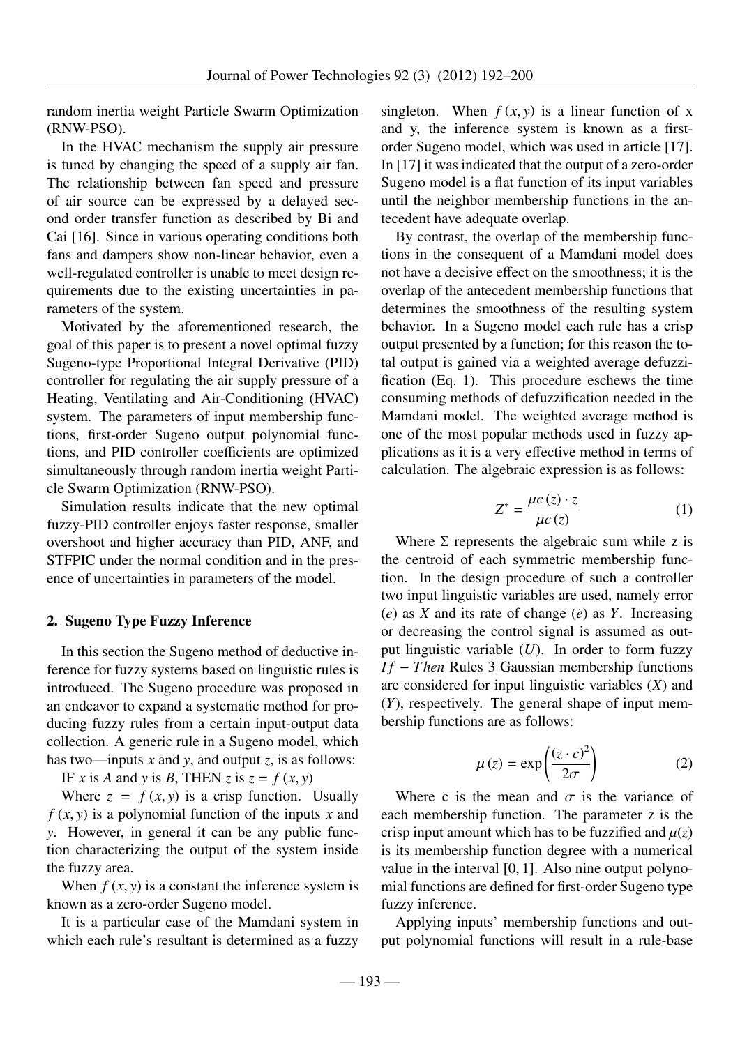random inertia weight Particle Swarm Optimization (RNW-PSO).

In the HVAC mechanism the supply air pressure is tuned by changing the speed of a supply air fan. The relationship between fan speed and pressure of air source can be expressed by a delayed second order transfer function as described by Bi and Cai [16]. Since in various operating conditions both fans and dampers show non-linear behavior, even a well-regulated controller is unable to meet design requirements due to the existing uncertainties in parameters of the system.

Motivated by the aforementioned research, the goal of this paper is to present a novel optimal fuzzy Sugeno-type Proportional Integral Derivative (PID) controller for regulating the air supply pressure of a Heating, Ventilating and Air-Conditioning (HVAC) system. The parameters of input membership functions, first-order Sugeno output polynomial functions, and PID controller coefficients are optimized simultaneously through random inertia weight Particle Swarm Optimization (RNW-PSO).

Simulation results indicate that the new optimal fuzzy-PID controller enjoys faster response, smaller overshoot and higher accuracy than PID, ANF, and STFPIC under the normal condition and in the presence of uncertainties in parameters of the model.

## 2. Sugeno Type Fuzzy Inference

In this section the Sugeno method of deductive inference for fuzzy systems based on linguistic rules is introduced. The Sugeno procedure was proposed in an endeavor to expand a systematic method for producing fuzzy rules from a certain input-output data collection. A generic rule in a Sugeno model, which has two—inputs $x$ and $y$, and output $z$, is as follows:

IF $x$ is $A$ and $y$ is $B$, THEN $z$ is $z = f(x, y)$

Where $z = f(x, y)$ is a crisp function. Usually $f(x, y)$ is a polynomial function of the inputs $x$ and $y$. However, in general it can be any public function characterizing the output of the system inside the fuzzy area.

When $f(x, y)$ is a constant the inference system is known as a zero-order Sugeno model.

It is a particular case of the Mamdani system in which each rule's resultant is determined as a fuzzy singleton. When $f(x, y)$ is a linear function of x and y, the inference system is known as a first-order Sugeno model, which was used in article [17]. In [17] it was indicated that the output of a zero-order Sugeno model is a flat function of its input variables until the neighbor membership functions in the antecedent have adequate overlap.

By contrast, the overlap of the membership functions in the consequent of a Mamdani model does not have a decisive effect on the smoothness; it is the overlap of the antecedent membership functions that determines the smoothness of the resulting system behavior. In a Sugeno model each rule has a crisp output presented by a function; for this reason the total output is gained via a weighted average defuzzification (Eq. 1). This procedure eschews the time consuming methods of defuzzification needed in the Mamdani model. The weighted average method is one of the most popular methods used in fuzzy applications as it is a very effective method in terms of calculation. The algebraic expression is as follows:

$$Z^{*} = \frac{\mu c(z) \cdot z}{\mu c(z)} \tag{1}$$

Where $\Sigma$ represents the algebraic sum while z is the centroid of each symmetric membership function. In the design procedure of such a controller two input linguistic variables are used, namely error ($e$) as $X$ and its rate of change ($\dot{e}$) as $Y$. Increasing or decreasing the control signal is assumed as output linguistic variable ($U$). In order to form fuzzy $If-Then$ Rules 3 Gaussian membership functions are considered for input linguistic variables ($X$) and ($Y$), respectively. The general shape of input membership functions are as follows:

$$\mu(z) = \exp\left(\frac{(z \cdot c)^2}{2\sigma}\right) \tag{2}$$

Where c is the mean and $\sigma$ is the variance of each membership function. The parameter z is the crisp input amount which has to be fuzzified and $\mu(z)$ is its membership function degree with a numerical value in the interval $[0, 1]$. Also nine output polynomial functions are defined for first-order Sugeno type fuzzy inference.

Applying inputs' membership functions and output polynomial functions will result in a rule-base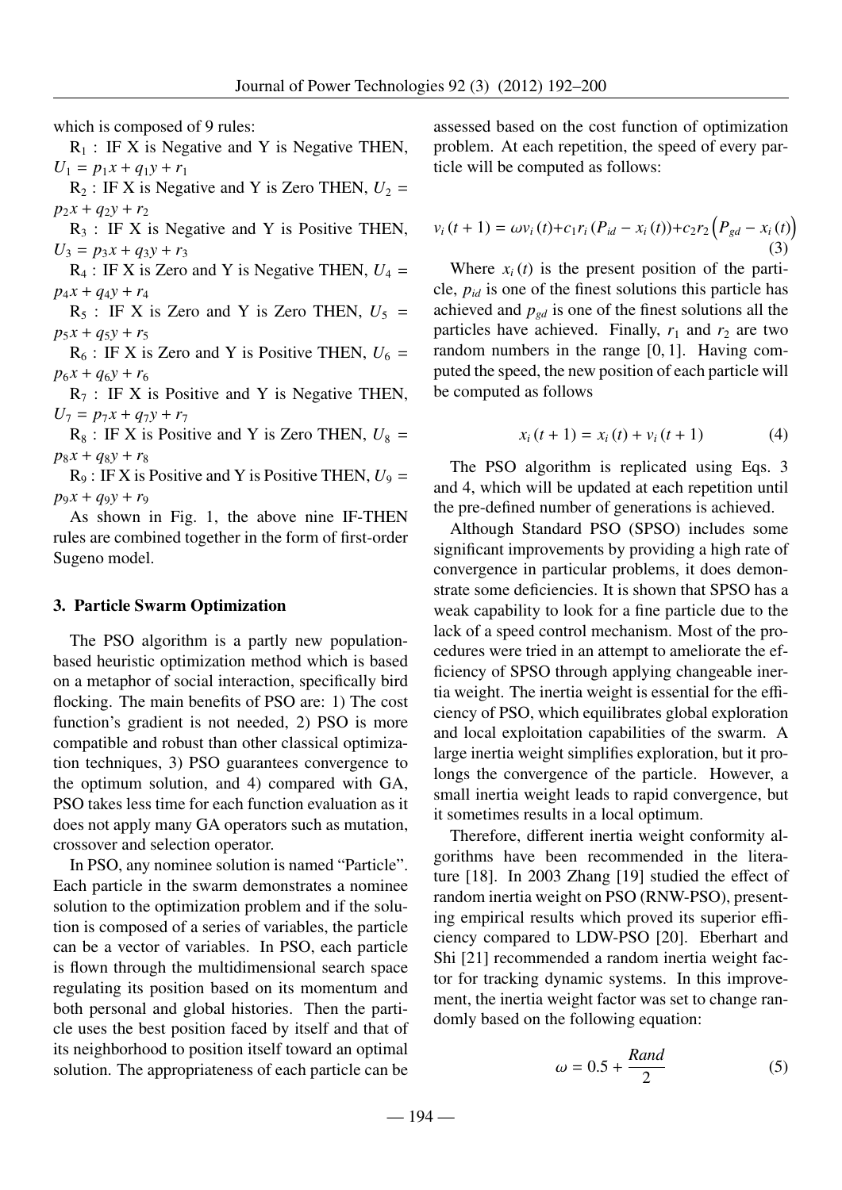which is composed of 9 rules:

$R_1$ : IF X is Negative and Y is Negative THEN, $U_1 = p_1 x + q_1 y + r_1$

$R_2$ : IF X is Negative and Y is Zero THEN, $U_2 = p_2 x + q_2 y + r_2$

$R_3$ : IF X is Negative and Y is Positive THEN, $U_3 = p_3 x + q_3 y + r_3$

$R_4$ : IF X is Zero and Y is Negative THEN, $U_4 = p_4 x + q_4 y + r_4$

$R_5$ : IF X is Zero and Y is Zero THEN, $U_5 = p_5 x + q_5 y + r_5$

$R_6$ : IF X is Zero and Y is Positive THEN, $U_6 = p_6 x + q_6 y + r_6$

$R_7$ : IF X is Positive and Y is Negative THEN, $U_7 = p_7 x + q_7 y + r_7$

$R_8$ : IF X is Positive and Y is Zero THEN, $U_8 = p_8 x + q_8 y + r_8$

$R_9$ : IF X is Positive and Y is Positive THEN, $U_9 = p_9 x + q_9 y + r_9$

As shown in Fig. 1, the above nine IF-THEN rules are combined together in the form of first-order Sugeno model.

## 3. Particle Swarm Optimization

The PSO algorithm is a partly new population-based heuristic optimization method which is based on a metaphor of social interaction, specifically bird flocking. The main benefits of PSO are: 1) The cost function's gradient is not needed, 2) PSO is more compatible and robust than other classical optimization techniques, 3) PSO guarantees convergence to the optimum solution, and 4) compared with GA, PSO takes less time for each function evaluation as it does not apply many GA operators such as mutation, crossover and selection operator.

In PSO, any nominee solution is named "Particle". Each particle in the swarm demonstrates a nominee solution to the optimization problem and if the solution is composed of a series of variables, the particle can be a vector of variables. In PSO, each particle is flown through the multidimensional search space regulating its position based on its momentum and both personal and global histories. Then the particle uses the best position faced by itself and that of its neighborhood to position itself toward an optimal solution. The appropriateness of each particle can be assessed based on the cost function of optimization problem. At each repetition, the speed of every particle will be computed as follows:

$$v_i(t+1) = \omega v_i(t) + c_1 r_i (P_{id} - x_i(t)) + c_2 r_2 \left(P_{gd} - x_i(t)\right) \tag{3}$$

Where $x_i(t)$ is the present position of the particle, $p_{id}$ is one of the finest solutions this particle has achieved and $p_{gd}$ is one of the finest solutions all the particles have achieved. Finally, $r_1$ and $r_2$ are two random numbers in the range $[0, 1]$. Having computed the speed, the new position of each particle will be computed as follows

$$x_i(t+1) = x_i(t) + v_i(t+1) \tag{4}$$

The PSO algorithm is replicated using Eqs. 3 and 4, which will be updated at each repetition until the pre-defined number of generations is achieved.

Although Standard PSO (SPSO) includes some significant improvements by providing a high rate of convergence in particular problems, it does demonstrate some deficiencies. It is shown that SPSO has a weak capability to look for a fine particle due to the lack of a speed control mechanism. Most of the procedures were tried in an attempt to ameliorate the efficiency of SPSO through applying changeable inertia weight. The inertia weight is essential for the efficiency of PSO, which equilibrates global exploration and local exploitation capabilities of the swarm. A large inertia weight simplifies exploration, but it prolongs the convergence of the particle. However, a small inertia weight leads to rapid convergence, but it sometimes results in a local optimum.

Therefore, different inertia weight conformity algorithms have been recommended in the literature [18]. In 2003 Zhang [19] studied the effect of random inertia weight on PSO (RNW-PSO), presenting empirical results which proved its superior efficiency compared to LDW-PSO [20]. Eberhart and Shi [21] recommended a random inertia weight factor for tracking dynamic systems. In this improvement, the inertia weight factor was set to change randomly based on the following equation:

$$\omega = 0.5 + \frac{Rand}{2} \tag{5}$$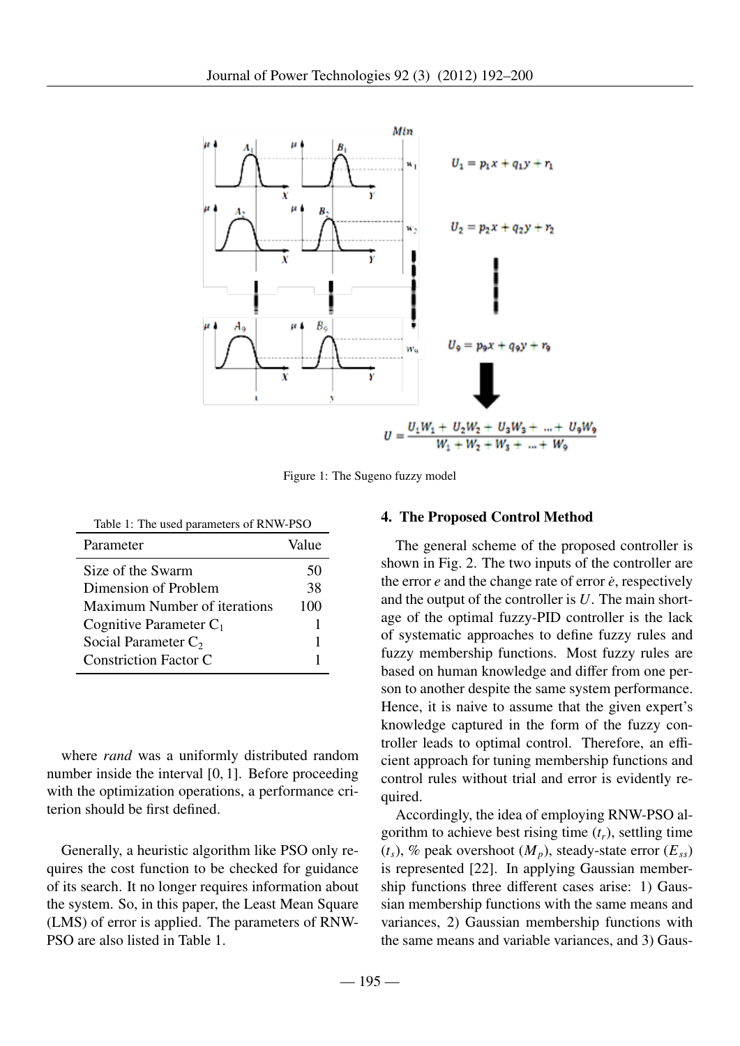Figure 1: The Sugeno fuzzy model

Table 1: The used parameters of RNW-PSO

| Parameter | Value |
|---|---|
| Size of the Swarm | 50 |
| Dimension of Problem | 38 |
| Maximum Number of iterations | 100 |
| Cognitive Parameter $C_1$ | 1 |
| Social Parameter $C_2$ | 1 |
| Constriction Factor C | 1 |

where *rand* was a uniformly distributed random number inside the interval [0, 1]. Before proceeding with the optimization operations, a performance criterion should be first defined.

Generally, a heuristic algorithm like PSO only requires the cost function to be checked for guidance of its search. It no longer requires information about the system. So, in this paper, the Least Mean Square (LMS) of error is applied. The parameters of RNW-PSO are also listed in Table 1.

## 4. The Proposed Control Method

The general scheme of the proposed controller is shown in Fig. 2. The two inputs of the controller are the error $e$ and the change rate of error $\dot{e}$, respectively and the output of the controller is $U$. The main shortage of the optimal fuzzy-PID controller is the lack of systematic approaches to define fuzzy rules and fuzzy membership functions. Most fuzzy rules are based on human knowledge and differ from one person to another despite the same system performance. Hence, it is naive to assume that the given expert's knowledge captured in the form of the fuzzy controller leads to optimal control. Therefore, an efficient approach for tuning membership functions and control rules without trial and error is evidently required.

Accordingly, the idea of employing RNW-PSO algorithm to achieve best rising time ($t_r$), settling time ($t_s$), % peak overshoot ($M_p$), steady-state error ($E_{ss}$) is represented [22]. In applying Gaussian membership functions three different cases arise: 1) Gaussian membership functions with the same means and variances, 2) Gaussian membership functions with the same means and variable variances, and 3) Gaus-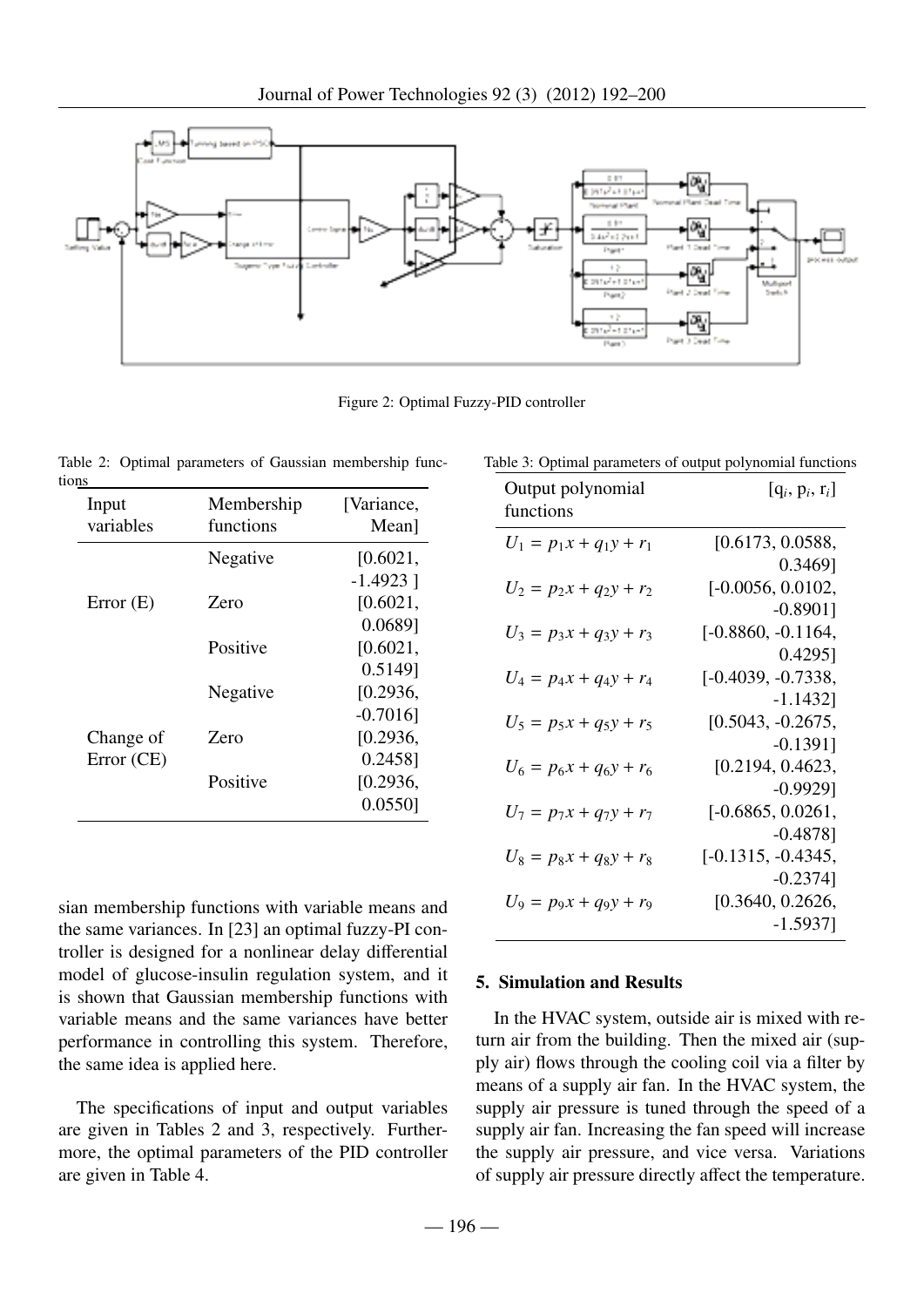Figure 2: Optimal Fuzzy-PID controller

Table 2: Optimal parameters of Gaussian membership functions

| Input variables | Membership functions | [Variance, Mean] |
|---|---|---|
| Error (E) | Negative | [0.6021, -1.4923 ] |
| | Zero | [0.6021, 0.0689] |
| | Positive | [0.6021, 0.5149] |
| Change of Error (CE) | Negative | [0.2936, -0.7016] |
| | Zero | [0.2936, 0.2458] |
| | Positive | [0.2936, 0.0550] |

Table 3: Optimal parameters of output polynomial functions

| Output polynomial functions | [$q_i$, $p_i$, $r_i$] |
|---|---|
| $U_1 = p_1x + q_1y + r_1$ | [0.6173, 0.0588, 0.3469] |
| $U_2 = p_2x + q_2y + r_2$ | [-0.0056, 0.0102, -0.8901] |
| $U_3 = p_3x + q_3y + r_3$ | [-0.8860, -0.1164, 0.4295] |
| $U_4 = p_4x + q_4y + r_4$ | [-0.4039, -0.7338, -1.1432] |
| $U_5 = p_5x + q_5y + r_5$ | [0.5043, -0.2675, -0.1391] |
| $U_6 = p_6x + q_6y + r_6$ | [0.2194, 0.4623, -0.9929] |
| $U_7 = p_7x + q_7y + r_7$ | [-0.6865, 0.0261, -0.4878] |
| $U_8 = p_8x + q_8y + r_8$ | [-0.1315, -0.4345, -0.2374] |
| $U_9 = p_9x + q_9y + r_9$ | [0.3640, 0.2626, -1.5937] |

sian membership functions with variable means and the same variances. In [23] an optimal fuzzy-PI controller is designed for a nonlinear delay differential model of glucose-insulin regulation system, and it is shown that Gaussian membership functions with variable means and the same variances have better performance in controlling this system. Therefore, the same idea is applied here.

The specifications of input and output variables are given in Tables 2 and 3, respectively. Furthermore, the optimal parameters of the PID controller are given in Table 4.

## 5. Simulation and Results

In the HVAC system, outside air is mixed with return air from the building. Then the mixed air (supply air) flows through the cooling coil via a filter by means of a supply air fan. In the HVAC system, the supply air pressure is tuned through the speed of a supply air fan. Increasing the fan speed will increase the supply air pressure, and vice versa. Variations of supply air pressure directly affect the temperature.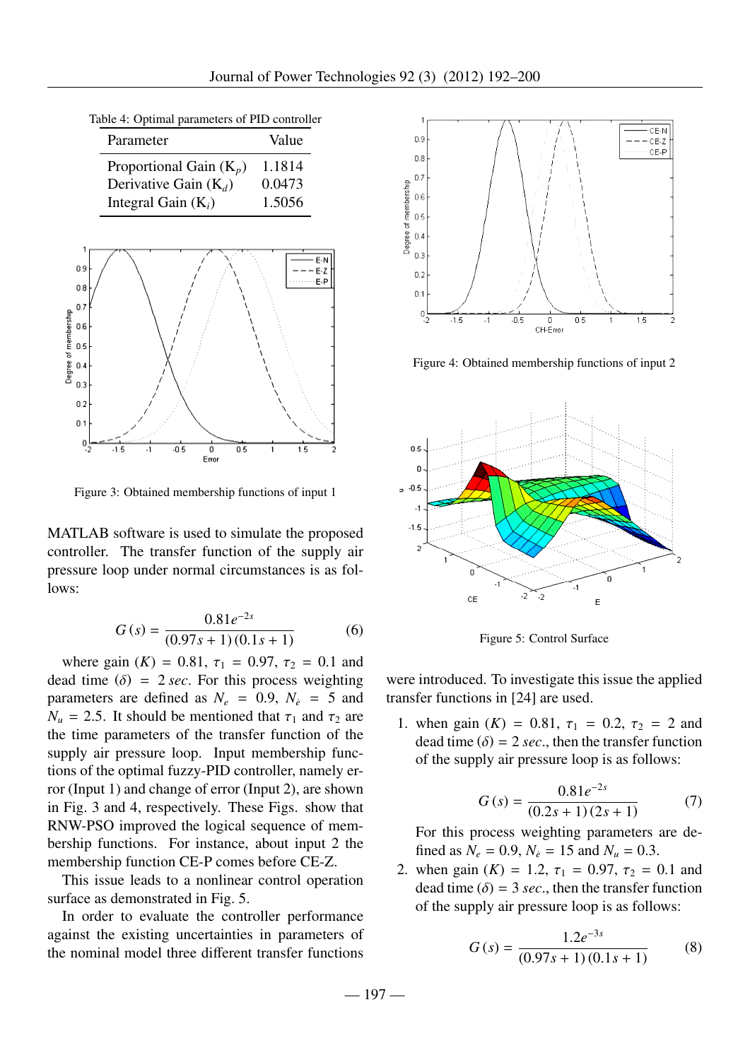Table 4: Optimal parameters of PID controller

| Parameter | Value |
|---|---|
| Proportional Gain ($K_p$) | 1.1814 |
| Derivative Gain ($K_d$) | 0.0473 |
| Integral Gain ($K_i$) | 1.5056 |

Figure 3: Obtained membership functions of input 1

MATLAB software is used to simulate the proposed controller. The transfer function of the supply air pressure loop under normal circumstances is as follows:

$$G(s) = \frac{0.81e^{-2s}}{(0.97s+1)(0.1s+1)} \qquad (6)$$

where gain $(K) = 0.81$, $\tau_1 = 0.97$, $\tau_2 = 0.1$ and dead time $(\delta) = 2\,sec$. For this process weighting parameters are defined as $N_e = 0.9$, $N_{\dot{e}} = 5$ and $N_u = 2.5$. It should be mentioned that $\tau_1$ and $\tau_2$ are the time parameters of the transfer function of the supply air pressure loop. Input membership functions of the optimal fuzzy-PID controller, namely error (Input 1) and change of error (Input 2), are shown in Fig. 3 and 4, respectively. These Figs. show that RNW-PSO improved the logical sequence of membership functions. For instance, about input 2 the membership function CE-P comes before CE-Z.

This issue leads to a nonlinear control operation surface as demonstrated in Fig. 5.

In order to evaluate the controller performance against the existing uncertainties in parameters of the nominal model three different transfer functions

Figure 4: Obtained membership functions of input 2

Figure 5: Control Surface

were introduced. To investigate this issue the applied transfer functions in [24] are used.

1. when gain $(K) = 0.81$, $\tau_1 = 0.2$, $\tau_2 = 2$ and dead time $(\delta) = 2\,sec.$, then the transfer function of the supply air pressure loop is as follows:

$$G(s) = \frac{0.81e^{-2s}}{(0.2s+1)(2s+1)} \qquad (7)$$

For this process weighting parameters are defined as $N_e = 0.9$, $N_{\dot{e}} = 15$ and $N_u = 0.3$.

2. when gain $(K) = 1.2$, $\tau_1 = 0.97$, $\tau_2 = 0.1$ and dead time $(\delta) = 3\,sec.$, then the transfer function of the supply air pressure loop is as follows:

$$G(s) = \frac{1.2e^{-3s}}{(0.97s+1)(0.1s+1)} \qquad (8)$$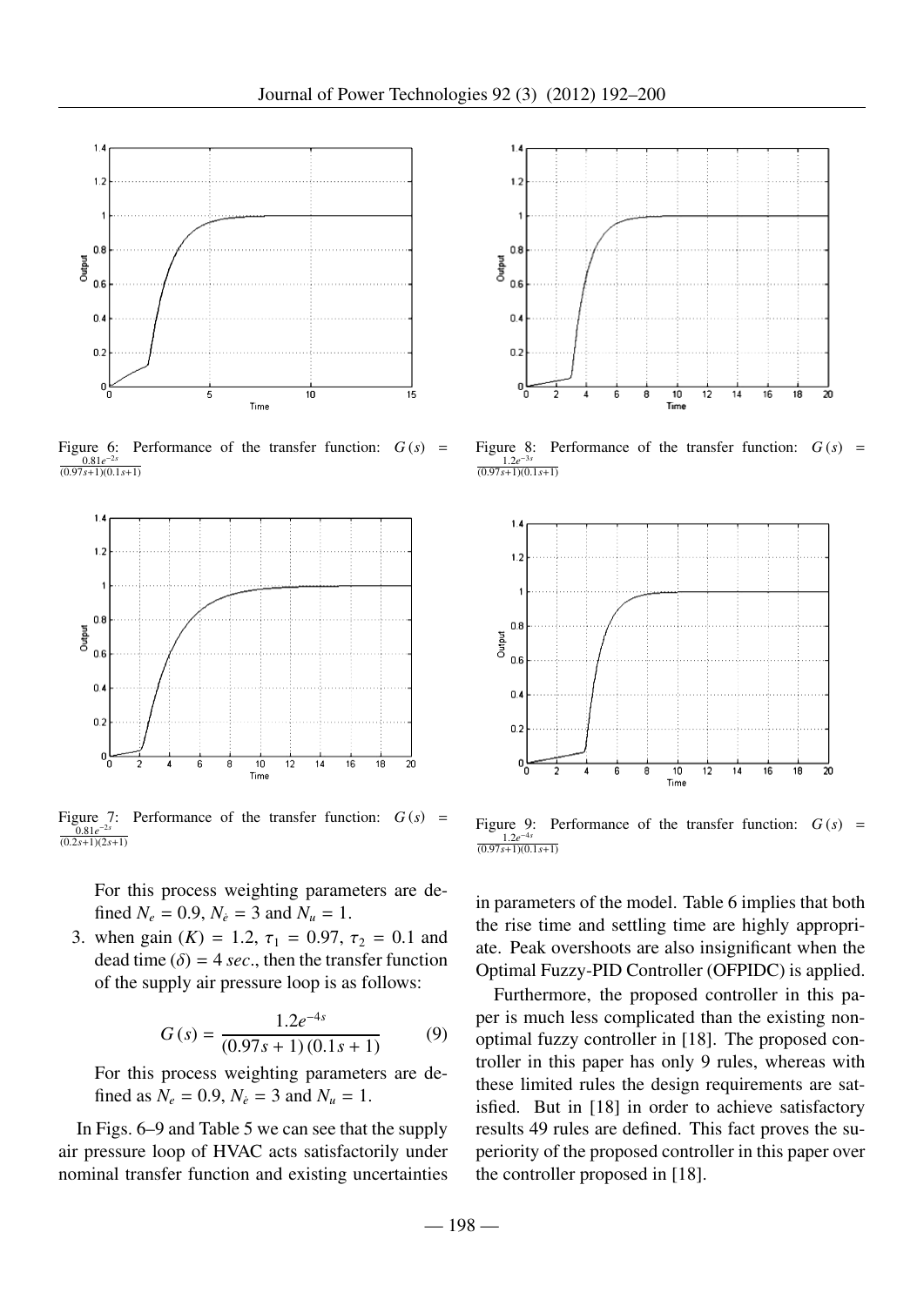Figure 6: Performance of the transfer function: $G(s) = \frac{0.81e^{-2s}}{(0.97s+1)(0.1s+1)}$

Figure 7: Performance of the transfer function: $G(s) = \frac{0.81e^{-2s}}{(0.2s+1)(2s+1)}$

For this process weighting parameters are defined $N_e = 0.9$, $N_{\dot{e}} = 3$ and $N_u = 1$.

3. when gain $(K) = 1.2$, $\tau_1 = 0.97$, $\tau_2 = 0.1$ and dead time $(\delta) = 4$ *sec*., then the transfer function of the supply air pressure loop is as follows:

$$G(s) = \frac{1.2e^{-4s}}{(0.97s+1)(0.1s+1)} \tag{9}$$

For this process weighting parameters are defined as $N_e = 0.9$, $N_{\dot{e}} = 3$ and $N_u = 1$.

In Figs. 6–9 and Table 5 we can see that the supply air pressure loop of HVAC acts satisfactorily under nominal transfer function and existing uncertainties

Figure 8: Performance of the transfer function: $G(s) = \frac{1.2e^{-3s}}{(0.97s+1)(0.1s+1)}$

Figure 9: Performance of the transfer function: $G(s) = \frac{1.2e^{-4s}}{(0.97s+1)(0.1s+1)}$

in parameters of the model. Table 6 implies that both the rise time and settling time are highly appropriate. Peak overshoots are also insignificant when the Optimal Fuzzy-PID Controller (OFPIDC) is applied.

Furthermore, the proposed controller in this paper is much less complicated than the existing non-optimal fuzzy controller in [18]. The proposed controller in this paper has only 9 rules, whereas with these limited rules the design requirements are satisfied. But in [18] in order to achieve satisfactory results 49 rules are defined. This fact proves the superiority of the proposed controller in this paper over the controller proposed in [18].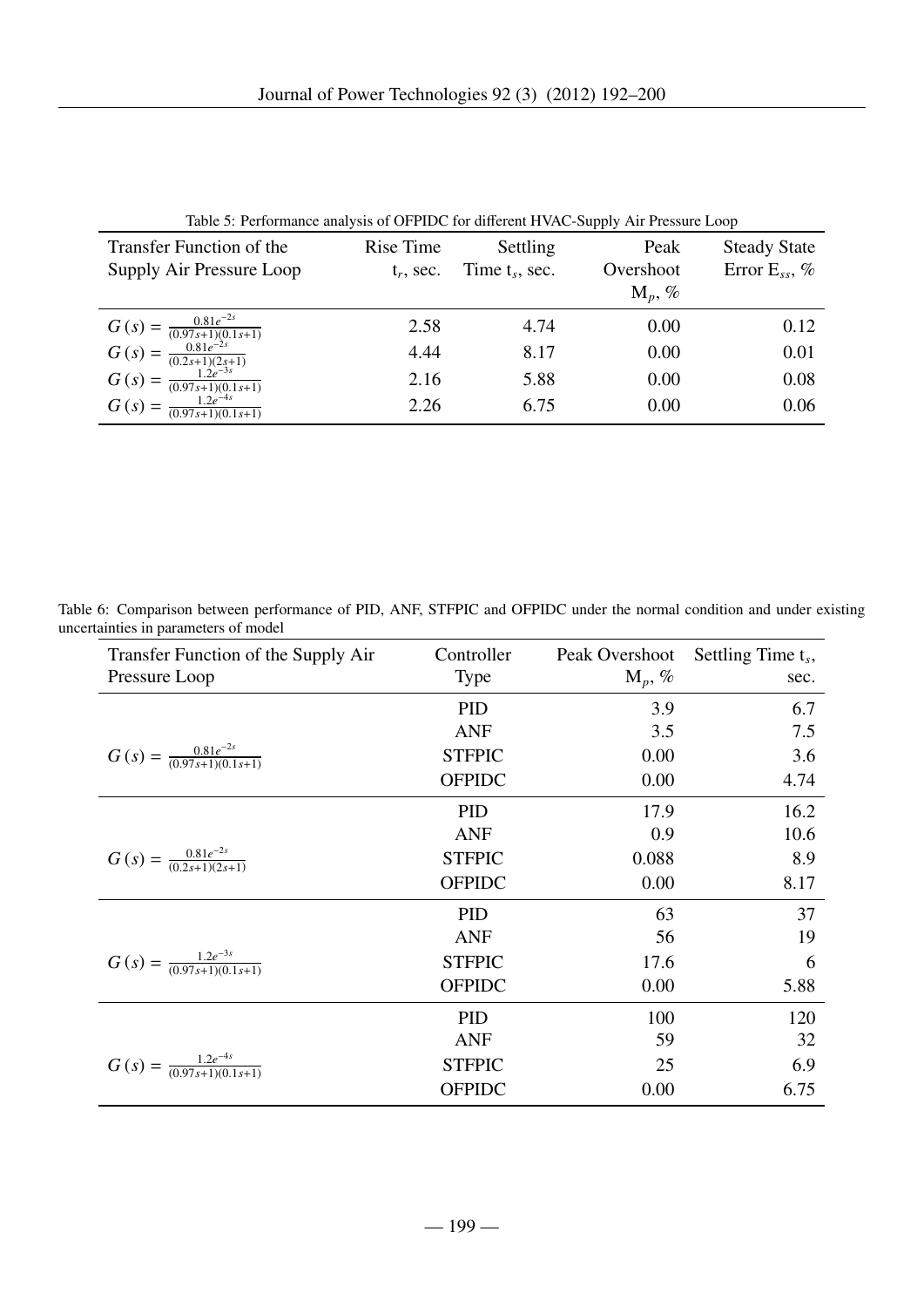Table 5: Performance analysis of OFPIDC for different HVAC-Supply Air Pressure Loop

| Transfer Function of the Supply Air Pressure Loop | Rise Time $t_r$, sec. | Settling Time $t_s$, sec. | Peak Overshoot $M_p$, % | Steady State Error $E_{ss}$, % |
|---|---|---|---|---|
| $G(s) = \frac{0.81e^{-2s}}{(0.97s+1)(0.1s+1)}$ | 2.58 | 4.74 | 0.00 | 0.12 |
| $G(s) = \frac{0.81e^{-2s}}{(0.2s+1)(2s+1)}$ | 4.44 | 8.17 | 0.00 | 0.01 |
| $G(s) = \frac{1.2e^{-3s}}{(0.97s+1)(0.1s+1)}$ | 2.16 | 5.88 | 0.00 | 0.08 |
| $G(s) = \frac{1.2e^{-4s}}{(0.97s+1)(0.1s+1)}$ | 2.26 | 6.75 | 0.00 | 0.06 |

Table 6: Comparison between performance of PID, ANF, STFPIC and OFPIDC under the normal condition and under existing uncertainties in parameters of model

| Transfer Function of the Supply Air Pressure Loop | Controller Type | Peak Overshoot $M_p$, % | Settling Time $t_s$, sec. |
|---|---|---|---|
| $G(s) = \frac{0.81e^{-2s}}{(0.97s+1)(0.1s+1)}$ | PID | 3.9 | 6.7 |
| | ANF | 3.5 | 7.5 |
| | STFPIC | 0.00 | 3.6 |
| | OFPIDC | 0.00 | 4.74 |
| $G(s) = \frac{0.81e^{-2s}}{(0.2s+1)(2s+1)}$ | PID | 17.9 | 16.2 |
| | ANF | 0.9 | 10.6 |
| | STFPIC | 0.088 | 8.9 |
| | OFPIDC | 0.00 | 8.17 |
| $G(s) = \frac{1.2e^{-3s}}{(0.97s+1)(0.1s+1)}$ | PID | 63 | 37 |
| | ANF | 56 | 19 |
| | STFPIC | 17.6 | 6 |
| | OFPIDC | 0.00 | 5.88 |
| $G(s) = \frac{1.2e^{-4s}}{(0.97s+1)(0.1s+1)}$ | PID | 100 | 120 |
| | ANF | 59 | 32 |
| | STFPIC | 25 | 6.9 |
| | OFPIDC | 0.00 | 6.75 |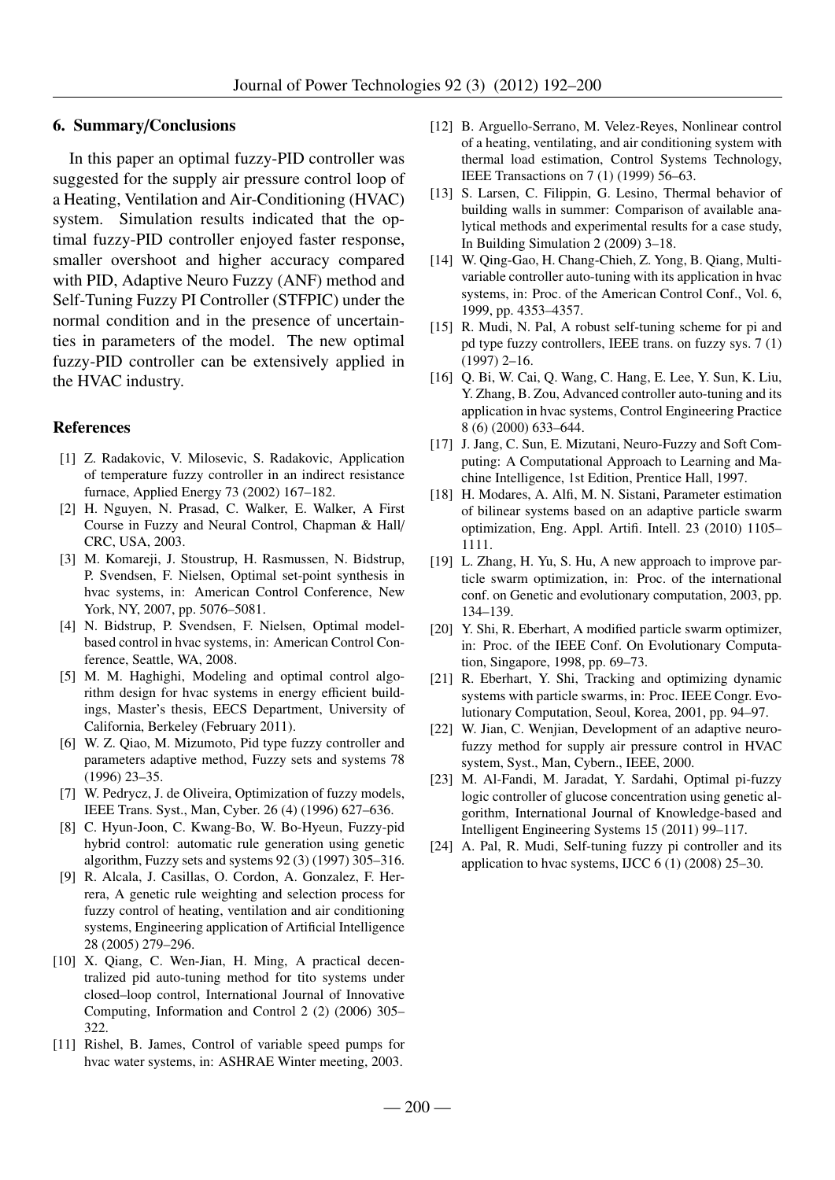## 6. Summary/Conclusions

In this paper an optimal fuzzy-PID controller was suggested for the supply air pressure control loop of a Heating, Ventilation and Air-Conditioning (HVAC) system. Simulation results indicated that the optimal fuzzy-PID controller enjoyed faster response, smaller overshoot and higher accuracy compared with PID, Adaptive Neuro Fuzzy (ANF) method and Self-Tuning Fuzzy PI Controller (STFPIC) under the normal condition and in the presence of uncertainties in parameters of the model. The new optimal fuzzy-PID controller can be extensively applied in the HVAC industry.

## References

[1] Z. Radakovic, V. Milosevic, S. Radakovic, Application of temperature fuzzy controller in an indirect resistance furnace, Applied Energy 73 (2002) 167–182.

[2] H. Nguyen, N. Prasad, C. Walker, E. Walker, A First Course in Fuzzy and Neural Control, Chapman & Hall/ CRC, USA, 2003.

[3] M. Komareji, J. Stoustrup, H. Rasmussen, N. Bidstrup, P. Svendsen, F. Nielsen, Optimal set-point synthesis in hvac systems, in: American Control Conference, New York, NY, 2007, pp. 5076–5081.

[4] N. Bidstrup, P. Svendsen, F. Nielsen, Optimal model-based control in hvac systems, in: American Control Conference, Seattle, WA, 2008.

[5] M. M. Haghighi, Modeling and optimal control algorithm design for hvac systems in energy efficient buildings, Master's thesis, EECS Department, University of California, Berkeley (February 2011).

[6] W. Z. Qiao, M. Mizumoto, Pid type fuzzy controller and parameters adaptive method, Fuzzy sets and systems 78 (1996) 23–35.

[7] W. Pedrycz, J. de Oliveira, Optimization of fuzzy models, IEEE Trans. Syst., Man, Cyber. 26 (4) (1996) 627–636.

[8] C. Hyun-Joon, C. Kwang-Bo, W. Bo-Hyeun, Fuzzy-pid hybrid control: automatic rule generation using genetic algorithm, Fuzzy sets and systems 92 (3) (1997) 305–316.

[9] R. Alcala, J. Casillas, O. Cordon, A. Gonzalez, F. Herrera, A genetic rule weighting and selection process for fuzzy control of heating, ventilation and air conditioning systems, Engineering application of Artificial Intelligence 28 (2005) 279–296.

[10] X. Qiang, C. Wen-Jian, H. Ming, A practical decentralized pid auto-tuning method for tito systems under closed–loop control, International Journal of Innovative Computing, Information and Control 2 (2) (2006) 305–322.

[11] Rishel, B. James, Control of variable speed pumps for hvac water systems, in: ASHRAE Winter meeting, 2003.

[12] B. Arguello-Serrano, M. Velez-Reyes, Nonlinear control of a heating, ventilating, and air conditioning system with thermal load estimation, Control Systems Technology, IEEE Transactions on 7 (1) (1999) 56–63.

[13] S. Larsen, C. Filippin, G. Lesino, Thermal behavior of building walls in summer: Comparison of available analytical methods and experimental results for a case study, In Building Simulation 2 (2009) 3–18.

[14] W. Qing-Gao, H. Chang-Chieh, Z. Yong, B. Qiang, Multivariable controller auto-tuning with its application in hvac systems, in: Proc. of the American Control Conf., Vol. 6, 1999, pp. 4353–4357.

[15] R. Mudi, N. Pal, A robust self-tuning scheme for pi and pd type fuzzy controllers, IEEE trans. on fuzzy sys. 7 (1) (1997) 2–16.

[16] Q. Bi, W. Cai, Q. Wang, C. Hang, E. Lee, Y. Sun, K. Liu, Y. Zhang, B. Zou, Advanced controller auto-tuning and its application in hvac systems, Control Engineering Practice 8 (6) (2000) 633–644.

[17] J. Jang, C. Sun, E. Mizutani, Neuro-Fuzzy and Soft Computing: A Computational Approach to Learning and Machine Intelligence, 1st Edition, Prentice Hall, 1997.

[18] H. Modares, A. Alfi, M. N. Sistani, Parameter estimation of bilinear systems based on an adaptive particle swarm optimization, Eng. Appl. Artifi. Intell. 23 (2010) 1105–1111.

[19] L. Zhang, H. Yu, S. Hu, A new approach to improve particle swarm optimization, in: Proc. of the international conf. on Genetic and evolutionary computation, 2003, pp. 134–139.

[20] Y. Shi, R. Eberhart, A modified particle swarm optimizer, in: Proc. of the IEEE Conf. On Evolutionary Computation, Singapore, 1998, pp. 69–73.

[21] R. Eberhart, Y. Shi, Tracking and optimizing dynamic systems with particle swarms, in: Proc. IEEE Congr. Evolutionary Computation, Seoul, Korea, 2001, pp. 94–97.

[22] W. Jian, C. Wenjian, Development of an adaptive neuro-fuzzy method for supply air pressure control in HVAC system, Syst., Man, Cybern., IEEE, 2000.

[23] M. Al-Fandi, M. Jaradat, Y. Sardahi, Optimal pi-fuzzy logic controller of glucose concentration using genetic algorithm, International Journal of Knowledge-based and Intelligent Engineering Systems 15 (2011) 99–117.

[24] A. Pal, R. Mudi, Self-tuning fuzzy pi controller and its application to hvac systems, IJCC 6 (1) (2008) 25–30.